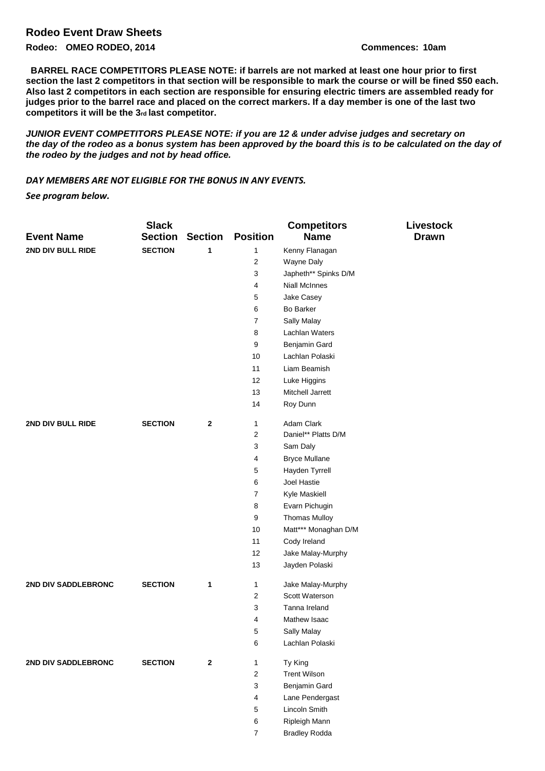## Rodeo Event Draw Sheets

**Rodeo: OMEO RODEO, 2014** **Commences: 10am**

**BARREL RACE COMPETITORS PLEASE NOTE: if barrels are not marked at least one hour prior to first section the last 2 competitors in that section will be responsible to mark the course or will be fined $50 each. Also last 2 competitors in each section are responsible for ensuring electric timers are assembled ready for judges prior to the barrel race and placed on the correct markers. If a day member is one of the last two competitors it will be the 3rd last competitor.**

***JUNIOR EVENT COMPETITORS PLEASE NOTE: if you are 12 & under advise judges and secretary on the day of the rodeo as a bonus system has been approved by the board this is to be calculated on the day of the rodeo by the judges and not by head office.***

***DAY MEMBERS ARE NOT ELIGIBLE FOR THE BONUS IN ANY EVENTS.***

*See program below.*

| Event Name | Slack Section | Section | Position | Competitors Name | Livestock Drawn |
|---|---|---|---|---|---|
| **2ND DIV BULL RIDE** | **SECTION** | **1** | 1 | Kenny Flanagan | |
| | | | 2 | Wayne Daly | |
| | | | 3 | Japheth** Spinks D/M | |
| | | | 4 | Niall McInnes | |
| | | | 5 | Jake Casey | |
| | | | 6 | Bo Barker | |
| | | | 7 | Sally Malay | |
| | | | 8 | Lachlan Waters | |
| | | | 9 | Benjamin Gard | |
| | | | 10 | Lachlan Polaski | |
| | | | 11 | Liam Beamish | |
| | | | 12 | Luke Higgins | |
| | | | 13 | Mitchell Jarrett | |
| | | | 14 | Roy Dunn | |
| **2ND DIV BULL RIDE** | **SECTION** | **2** | 1 | Adam Clark | |
| | | | 2 | Daniel** Platts D/M | |
| | | | 3 | Sam Daly | |
| | | | 4 | Bryce Mullane | |
| | | | 5 | Hayden Tyrrell | |
| | | | 6 | Joel Hastie | |
| | | | 7 | Kyle Maskiell | |
| | | | 8 | Evarn Pichugin | |
| | | | 9 | Thomas Mulloy | |
| | | | 10 | Matt*** Monaghan D/M | |
| | | | 11 | Cody Ireland | |
| | | | 12 | Jake Malay-Murphy | |
| | | | 13 | Jayden Polaski | |
| **2ND DIV SADDLEBRONC** | **SECTION** | **1** | 1 | Jake Malay-Murphy | |
| | | | 2 | Scott Waterson | |
| | | | 3 | Tanna Ireland | |
| | | | 4 | Mathew Isaac | |
| | | | 5 | Sally Malay | |
| | | | 6 | Lachlan Polaski | |
| **2ND DIV SADDLEBRONC** | **SECTION** | **2** | 1 | Ty King | |
| | | | 2 | Trent Wilson | |
| | | | 3 | Benjamin Gard | |
| | | | 4 | Lane Pendergast | |
| | | | 5 | Lincoln Smith | |
| | | | 6 | Ripleigh Mann | |
| | | | 7 | Bradley Rodda | |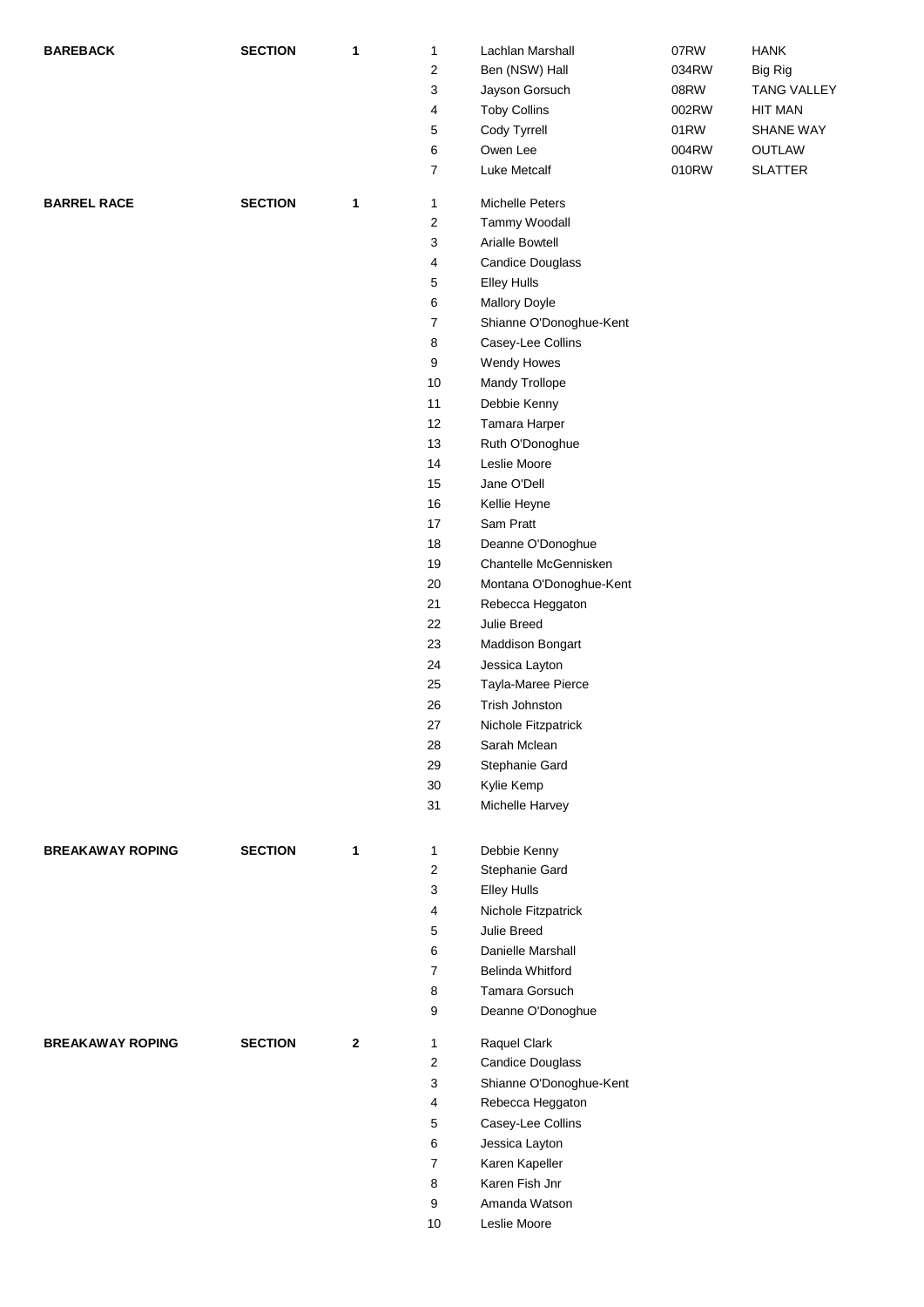| Event | | Section | No. | Name | Number | Horse |
|---|---|---|---|---|---|---|
| **BAREBACK** | **SECTION** | **1** | 1 | Lachlan Marshall | 07RW | HANK |
| | | | 2 | Ben (NSW) Hall | 034RW | Big Rig |
| | | | 3 | Jayson Gorsuch | 08RW | TANG VALLEY |
| | | | 4 | Toby Collins | 002RW | HIT MAN |
| | | | 5 | Cody Tyrrell | 01RW | SHANE WAY |
| | | | 6 | Owen Lee | 004RW | OUTLAW |
| | | | 7 | Luke Metcalf | 010RW | SLATTER |
| **BARREL RACE** | **SECTION** | **1** | 1 | Michelle Peters | | |
| | | | 2 | Tammy Woodall | | |
| | | | 3 | Arialle Bowtell | | |
| | | | 4 | Candice Douglass | | |
| | | | 5 | Elley Hulls | | |
| | | | 6 | Mallory Doyle | | |
| | | | 7 | Shianne O'Donoghue-Kent | | |
| | | | 8 | Casey-Lee Collins | | |
| | | | 9 | Wendy Howes | | |
| | | | 10 | Mandy Trollope | | |
| | | | 11 | Debbie Kenny | | |
| | | | 12 | Tamara Harper | | |
| | | | 13 | Ruth O'Donoghue | | |
| | | | 14 | Leslie Moore | | |
| | | | 15 | Jane O'Dell | | |
| | | | 16 | Kellie Heyne | | |
| | | | 17 | Sam Pratt | | |
| | | | 18 | Deanne O'Donoghue | | |
| | | | 19 | Chantelle McGennisken | | |
| | | | 20 | Montana O'Donoghue-Kent | | |
| | | | 21 | Rebecca Heggaton | | |
| | | | 22 | Julie Breed | | |
| | | | 23 | Maddison Bongart | | |
| | | | 24 | Jessica Layton | | |
| | | | 25 | Tayla-Maree Pierce | | |
| | | | 26 | Trish Johnston | | |
| | | | 27 | Nichole Fitzpatrick | | |
| | | | 28 | Sarah Mclean | | |
| | | | 29 | Stephanie Gard | | |
| | | | 30 | Kylie Kemp | | |
| | | | 31 | Michelle Harvey | | |
| **BREAKAWAY ROPING** | **SECTION** | **1** | 1 | Debbie Kenny | | |
| | | | 2 | Stephanie Gard | | |
| | | | 3 | Elley Hulls | | |
| | | | 4 | Nichole Fitzpatrick | | |
| | | | 5 | Julie Breed | | |
| | | | 6 | Danielle Marshall | | |
| | | | 7 | Belinda Whitford | | |
| | | | 8 | Tamara Gorsuch | | |
| | | | 9 | Deanne O'Donoghue | | |
| **BREAKAWAY ROPING** | **SECTION** | **2** | 1 | Raquel Clark | | |
| | | | 2 | Candice Douglass | | |
| | | | 3 | Shianne O'Donoghue-Kent | | |
| | | | 4 | Rebecca Heggaton | | |
| | | | 5 | Casey-Lee Collins | | |
| | | | 6 | Jessica Layton | | |
| | | | 7 | Karen Kapeller | | |
| | | | 8 | Karen Fish Jnr | | |
| | | | 9 | Amanda Watson | | |
| | | | 10 | Leslie Moore | | |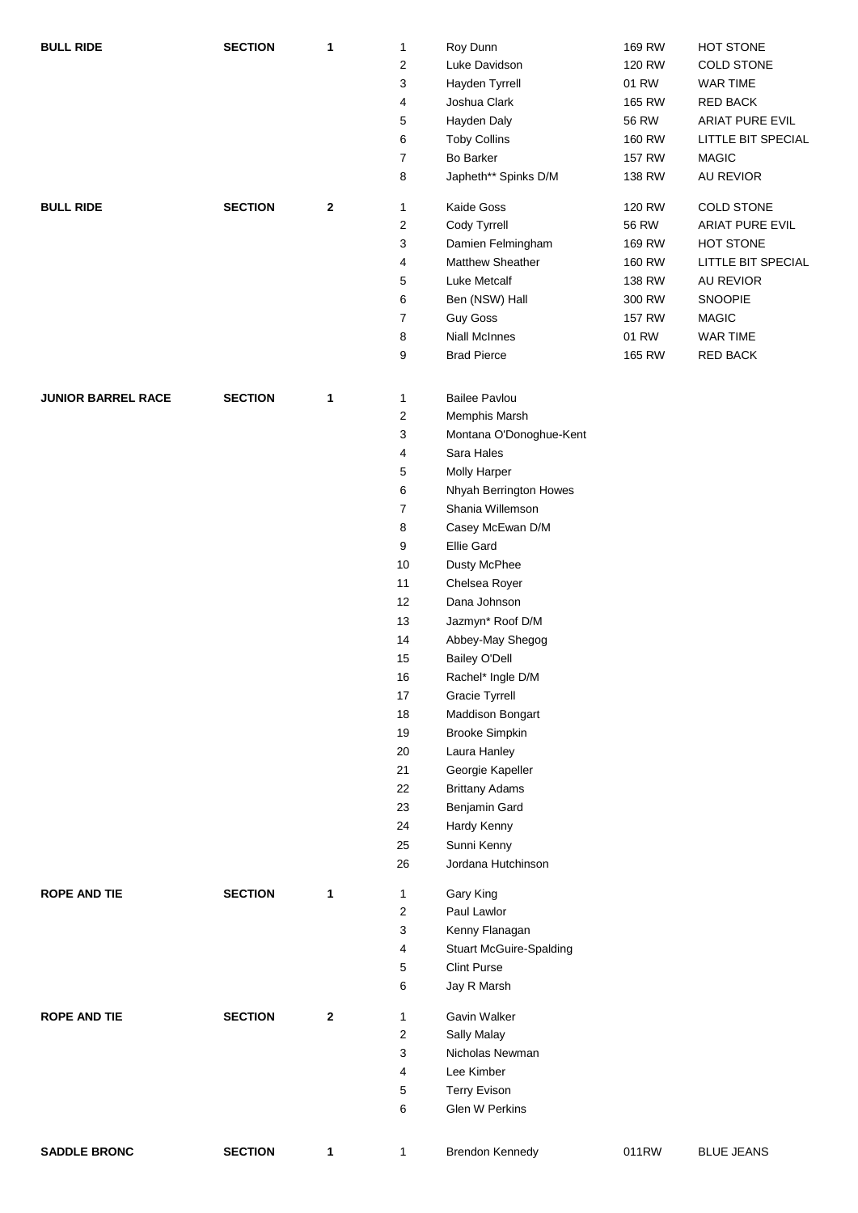| Event | | Section | No. | Name | Stock No. | Stock Name |
|---|---|---|---|---|---|---|
| **BULL RIDE** | **SECTION** | **1** | 1 | Roy Dunn | 169 RW | HOT STONE |
| | | | 2 | Luke Davidson | 120 RW | COLD STONE |
| | | | 3 | Hayden Tyrrell | 01 RW | WAR TIME |
| | | | 4 | Joshua Clark | 165 RW | RED BACK |
| | | | 5 | Hayden Daly | 56 RW | ARIAT PURE EVIL |
| | | | 6 | Toby Collins | 160 RW | LITTLE BIT SPECIAL |
| | | | 7 | Bo Barker | 157 RW | MAGIC |
| | | | 8 | Japheth** Spinks D/M | 138 RW | AU REVIOR |
| **BULL RIDE** | **SECTION** | **2** | 1 | Kaide Goss | 120 RW | COLD STONE |
| | | | 2 | Cody Tyrrell | 56 RW | ARIAT PURE EVIL |
| | | | 3 | Damien Felmingham | 169 RW | HOT STONE |
| | | | 4 | Matthew Sheather | 160 RW | LITTLE BIT SPECIAL |
| | | | 5 | Luke Metcalf | 138 RW | AU REVIOR |
| | | | 6 | Ben (NSW) Hall | 300 RW | SNOOPIE |
| | | | 7 | Guy Goss | 157 RW | MAGIC |
| | | | 8 | Niall McInnes | 01 RW | WAR TIME |
| | | | 9 | Brad Pierce | 165 RW | RED BACK |
| **JUNIOR BARREL RACE** | **SECTION** | **1** | 1 | Bailee Pavlou | | |
| | | | 2 | Memphis Marsh | | |
| | | | 3 | Montana O'Donoghue-Kent | | |
| | | | 4 | Sara Hales | | |
| | | | 5 | Molly Harper | | |
| | | | 6 | Nhyah Berrington Howes | | |
| | | | 7 | Shania Willemson | | |
| | | | 8 | Casey McEwan D/M | | |
| | | | 9 | Ellie Gard | | |
| | | | 10 | Dusty McPhee | | |
| | | | 11 | Chelsea Royer | | |
| | | | 12 | Dana Johnson | | |
| | | | 13 | Jazmyn* Roof D/M | | |
| | | | 14 | Abbey-May Shegog | | |
| | | | 15 | Bailey O'Dell | | |
| | | | 16 | Rachel* Ingle D/M | | |
| | | | 17 | Gracie Tyrrell | | |
| | | | 18 | Maddison Bongart | | |
| | | | 19 | Brooke Simpkin | | |
| | | | 20 | Laura Hanley | | |
| | | | 21 | Georgie Kapeller | | |
| | | | 22 | Brittany Adams | | |
| | | | 23 | Benjamin Gard | | |
| | | | 24 | Hardy Kenny | | |
| | | | 25 | Sunni Kenny | | |
| | | | 26 | Jordana Hutchinson | | |
| **ROPE AND TIE** | **SECTION** | **1** | 1 | Gary King | | |
| | | | 2 | Paul Lawlor | | |
| | | | 3 | Kenny Flanagan | | |
| | | | 4 | Stuart McGuire-Spalding | | |
| | | | 5 | Clint Purse | | |
| | | | 6 | Jay R Marsh | | |
| **ROPE AND TIE** | **SECTION** | **2** | 1 | Gavin Walker | | |
| | | | 2 | Sally Malay | | |
| | | | 3 | Nicholas Newman | | |
| | | | 4 | Lee Kimber | | |
| | | | 5 | Terry Evison | | |
| | | | 6 | Glen W Perkins | | |
| **SADDLE BRONC** | **SECTION** | **1** | 1 | Brendon Kennedy | 011RW | BLUE JEANS |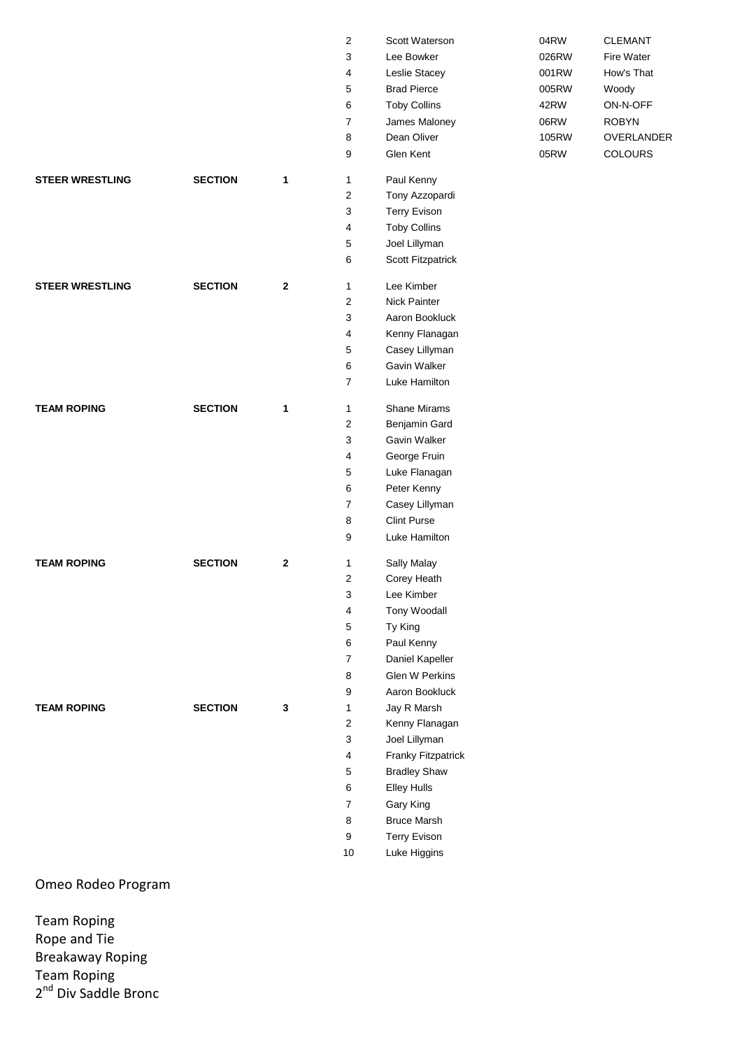| | | | | | | |
|---|---|---|---|---|---|---|
| | | | 2 | Scott Waterson | 04RW | CLEMANT |
| | | | 3 | Lee Bowker | 026RW | Fire Water |
| | | | 4 | Leslie Stacey | 001RW | How's That |
| | | | 5 | Brad Pierce | 005RW | Woody |
| | | | 6 | Toby Collins | 42RW | ON-N-OFF |
| | | | 7 | James Maloney | 06RW | ROBYN |
| | | | 8 | Dean Oliver | 105RW | OVERLANDER |
| | | | 9 | Glen Kent | 05RW | COLOURS |
| **STEER WRESTLING** | **SECTION** | **1** | 1 | Paul Kenny | | |
| | | | 2 | Tony Azzopardi | | |
| | | | 3 | Terry Evison | | |
| | | | 4 | Toby Collins | | |
| | | | 5 | Joel Lillyman | | |
| | | | 6 | Scott Fitzpatrick | | |
| **STEER WRESTLING** | **SECTION** | **2** | 1 | Lee Kimber | | |
| | | | 2 | Nick Painter | | |
| | | | 3 | Aaron Bookluck | | |
| | | | 4 | Kenny Flanagan | | |
| | | | 5 | Casey Lillyman | | |
| | | | 6 | Gavin Walker | | |
| | | | 7 | Luke Hamilton | | |
| **TEAM ROPING** | **SECTION** | **1** | 1 | Shane Mirams | | |
| | | | 2 | Benjamin Gard | | |
| | | | 3 | Gavin Walker | | |
| | | | 4 | George Fruin | | |
| | | | 5 | Luke Flanagan | | |
| | | | 6 | Peter Kenny | | |
| | | | 7 | Casey Lillyman | | |
| | | | 8 | Clint Purse | | |
| | | | 9 | Luke Hamilton | | |
| **TEAM ROPING** | **SECTION** | **2** | 1 | Sally Malay | | |
| | | | 2 | Corey Heath | | |
| | | | 3 | Lee Kimber | | |
| | | | 4 | Tony Woodall | | |
| | | | 5 | Ty King | | |
| | | | 6 | Paul Kenny | | |
| | | | 7 | Daniel Kapeller | | |
| | | | 8 | Glen W Perkins | | |
| | | | 9 | Aaron Bookluck | | |
| **TEAM ROPING** | **SECTION** | **3** | 1 | Jay R Marsh | | |
| | | | 2 | Kenny Flanagan | | |
| | | | 3 | Joel Lillyman | | |
| | | | 4 | Franky Fitzpatrick | | |
| | | | 5 | Bradley Shaw | | |
| | | | 6 | Elley Hulls | | |
| | | | 7 | Gary King | | |
| | | | 8 | Bruce Marsh | | |
| | | | 9 | Terry Evison | | |
| | | | 10 | Luke Higgins | | |

Omeo Rodeo Program

Team Roping
Rope and Tie
Breakaway Roping
Team Roping
2nd Div Saddle Bronc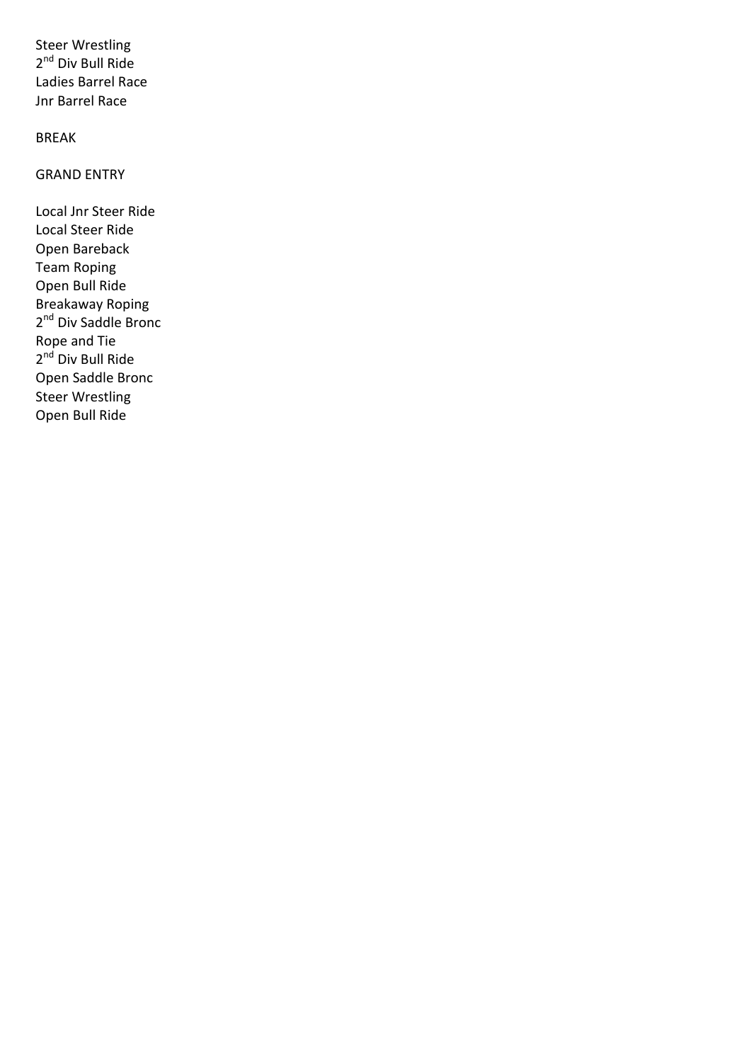Steer Wrestling
2nd Div Bull Ride
Ladies Barrel Race
Jnr Barrel Race

BREAK

GRAND ENTRY

Local Jnr Steer Ride
Local Steer Ride
Open Bareback
Team Roping
Open Bull Ride
Breakaway Roping
2nd Div Saddle Bronc
Rope and Tie
2nd Div Bull Ride
Open Saddle Bronc
Steer Wrestling
Open Bull Ride